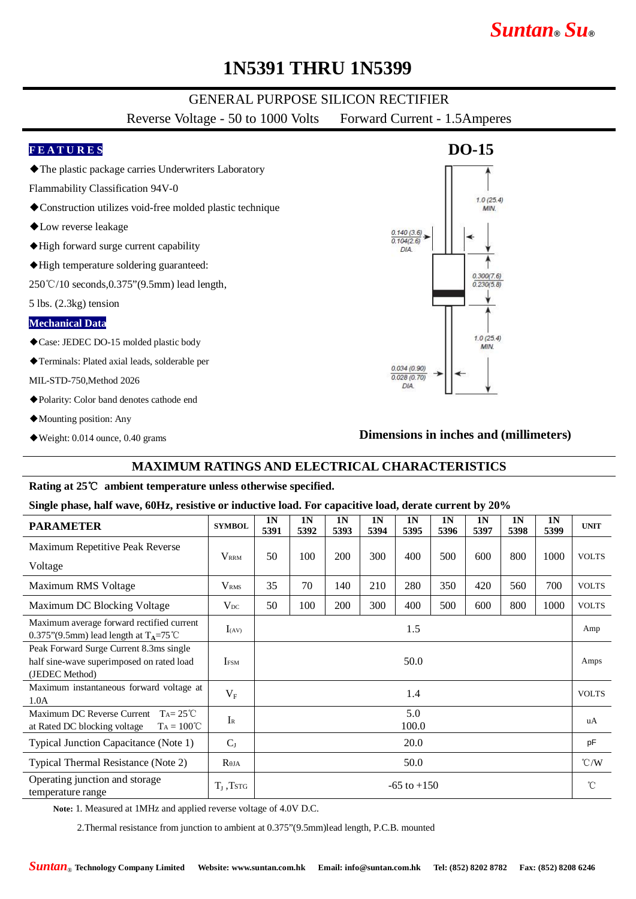# 1N5391 THRU 1N5399

## GENERAL PURPOSE SILICON RECTIFIER

Reverse Voltage - 50 to 1000 Volts    Forward Current - 1.5Amperes

### FEATURES

◆The plastic package carries Underwriters Laboratory Flammability Classification 94V-0

◆Construction utilizes void-free molded plastic technique

◆Low reverse leakage

◆High forward surge current capability

◆High temperature soldering guaranteed: 250℃/10 seconds,0.375"(9.5mm) lead length, 5 lbs. (2.3kg) tension

### Mechanical Data

◆Case: JEDEC DO-15 molded plastic body

◆Terminals: Plated axial leads, solderable per MIL-STD-750,Method 2026

◆Polarity: Color band denotes cathode end

◆Mounting position: Any

◆Weight: 0.014 ounce, 0.40 grams

### DO-15

1.0 (25.4) MIN.

0.140 (3.6) / 0.104(2.6) DIA.

0.300(7.6) / 0.230(5.8)

1.0 (25.4) MIN.

0.034 (0.90) / 0.028 (0.70) DIA.

**Dimensions in inches and (millimeters)**

## MAXIMUM RATINGS AND ELECTRICAL CHARACTERISTICS

**Rating at 25℃ ambient temperature unless otherwise specified.**

**Single phase, half wave, 60Hz, resistive or inductive load. For capacitive load, derate current by 20%**

| PARAMETER | SYMBOL | 1N 5391 | 1N 5392 | 1N 5393 | 1N 5394 | 1N 5395 | 1N 5396 | 1N 5397 | 1N 5398 | 1N 5399 | UNIT |
|---|---|---|---|---|---|---|---|---|---|---|---|
| Maximum Repetitive Peak Reverse Voltage | $V_{RRM}$ | 50 | 100 | 200 | 300 | 400 | 500 | 600 | 800 | 1000 | VOLTS |
| Maximum RMS Voltage | $V_{RMS}$ | 35 | 70 | 140 | 210 | 280 | 350 | 420 | 560 | 700 | VOLTS |
| Maximum DC Blocking Voltage | $V_{DC}$ | 50 | 100 | 200 | 300 | 400 | 500 | 600 | 800 | 1000 | VOLTS |
| Maximum average forward rectified current 0.375"(9.5mm) lead length at $T_A$=75℃ | $I_{(AV)}$ | 1.5 | | | | | | | | | Amp |
| Peak Forward Surge Current 8.3ms single half sine-wave superimposed on rated load (JEDEC Method) | $I_{FSM}$ | 50.0 | | | | | | | | | Amps |
| Maximum instantaneous forward voltage at 1.0A | $V_F$ | 1.4 | | | | | | | | | VOLTS |
| Maximum DC Reverse Current $T_A$= 25℃ at Rated DC blocking voltage $T_A$ = 100℃ | $I_R$ | 5.0 / 100.0 | | | | | | | | | uA |
| Typical Junction Capacitance (Note 1) | $C_J$ | 20.0 | | | | | | | | | pF |
| Typical Thermal Resistance (Note 2) | $R_{\theta JA}$ | 50.0 | | | | | | | | | ℃/W |
| Operating junction and storage temperature range | $T_J$ ,$T_{STG}$ | -65 to +150 | | | | | | | | | ℃ |

**Note:** 1. Measured at 1MHz and applied reverse voltage of 4.0V D.C.

2.Thermal resistance from junction to ambient at 0.375"(9.5mm)lead length, P.C.B. mounted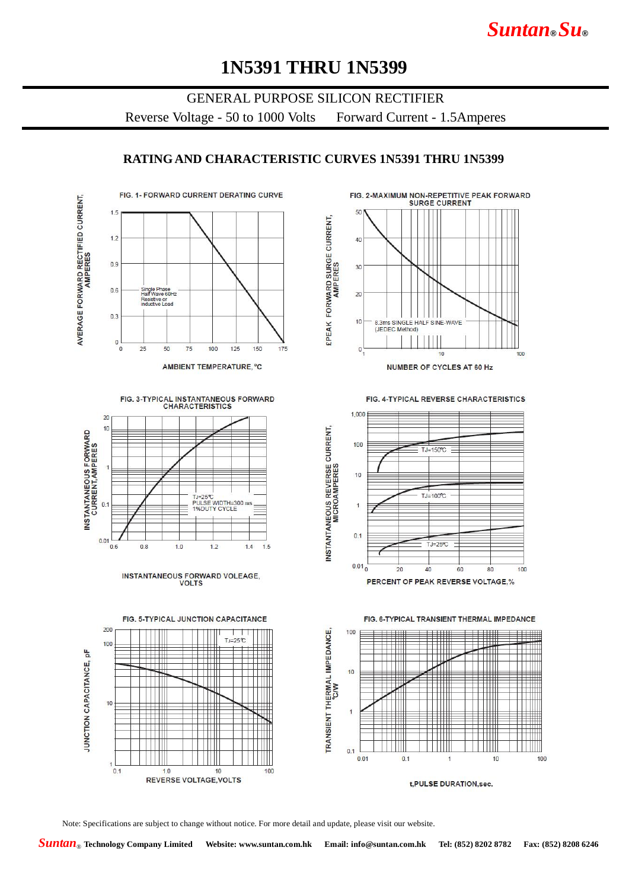# 1N5391 THRU 1N5399

GENERAL PURPOSE SILICON RECTIFIER

Reverse Voltage - 50 to 1000 Volts     Forward Current - 1.5Amperes

## RATING AND CHARACTERISTIC CURVES 1N5391 THRU 1N5399

FIG. 1- FORWARD CURRENT DERATING CURVE

AVERAGE FORWARD RECTIFIED CURRENT, AMPERES

1.5
1.2
0.9
0.6
0.3
0

Single Phase
Half Wave 60Hz
Resistive or
Inductive Load

0 25 50 75 100 125 150 175

AMBIENT TEMPERATURE, °C

FIG. 2-MAXIMUM NON-REPETITIVE PEAK FORWARD SURGE CURRENT

PEAK FORWARD SURGE CURRENT, AMPERES

50
40
30
20
10
0

8.3ms SINGLE HALF SINE-WAVE
(JEDEC Method)

1 10 100

NUMBER OF CYCLES AT 60 Hz

FIG. 3-TYPICAL INSTANTANEOUS FORWARD CHARACTERISTICS

INSTANTANEOUS FORWARD CURRENT,AMPERES

20
10
1
0.1
0.01

TJ=25℃
PULSE WIDTH=300 ms
1%DUTY CYCLE

0.6 0.8 1.0 1.2 1.4 1.5

INSTANTANEOUS FORWARD VOLEAGE, VOLTS

FIG. 4-TYPICAL REVERSE CHARACTERISTICS

INSTANTANEOUS REVERSE CURRENT, MICROAMPERES

1,000
100
10
1
0.1
0.01

TJ=150℃
TJ=100℃
TJ=25℃

0 20 40 60 80 100

PERCENT OF PEAK REVERSE VOLTAGE,%

FIG. 5-TYPICAL JUNCTION CAPACITANCE

JUNCTION CAPACITANCE, pF

200
100
10
1

TJ=25℃

0.1 1.0 10 100

REVERSE VOLTAGE,VOLTS

FIG. 6-TYPICAL TRANSIENT THERMAL IMPEDANCE

TRANSIENT THERMAL IMPEDANCE, ℃/W

100
10
1
0.1

0.01 0.1 1 10 100

t,PULSE DURATION,sec.

Note: Specifications are subject to change without notice. For more detail and update, please visit our website.